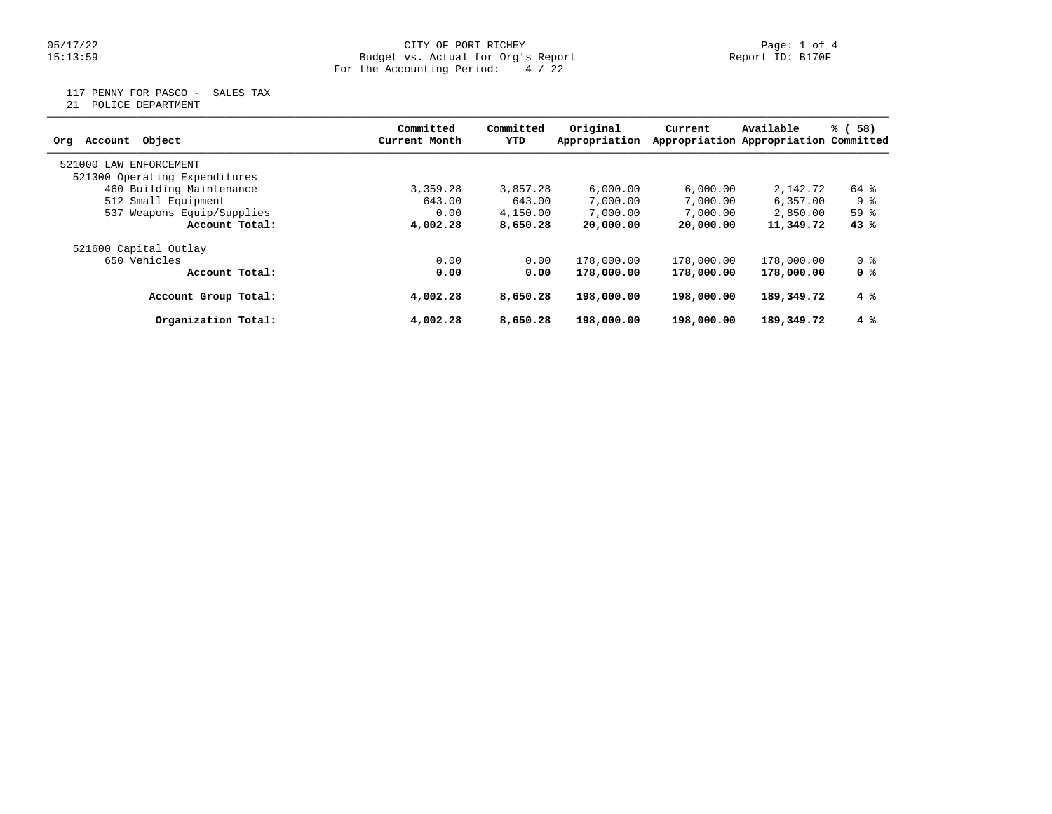CITY OF PORT RICHEY
Budget vs. Actual for Org's Report
For the Accounting Period: 4 / 22

05/17/22
15:13:59

Report ID: B170F

117 PENNY FOR PASCO - SALES TAX
21 POLICE DEPARTMENT

| Org Account Object | Committed Current Month | Committed YTD | Original Appropriation | Current Appropriation | Available Appropriation | % ( 58) Committed |
|---|---|---|---|---|---|---|
| 521000 LAW ENFORCEMENT | | | | | | |
| 521300 Operating Expenditures | | | | | | |
| 460 Building Maintenance | 3,359.28 | 3,857.28 | 6,000.00 | 6,000.00 | 2,142.72 | 64 % |
| 512 Small Equipment | 643.00 | 643.00 | 7,000.00 | 7,000.00 | 6,357.00 | 9 % |
| 537 Weapons Equip/Supplies | 0.00 | 4,150.00 | 7,000.00 | 7,000.00 | 2,850.00 | 59 % |
| **Account Total:** | **4,002.28** | **8,650.28** | **20,000.00** | **20,000.00** | **11,349.72** | **43 %** |
| 521600 Capital Outlay | | | | | | |
| 650 Vehicles | 0.00 | 0.00 | 178,000.00 | 178,000.00 | 178,000.00 | 0 % |
| **Account Total:** | **0.00** | **0.00** | **178,000.00** | **178,000.00** | **178,000.00** | **0 %** |
| **Account Group Total:** | **4,002.28** | **8,650.28** | **198,000.00** | **198,000.00** | **189,349.72** | **4 %** |
| **Organization Total:** | **4,002.28** | **8,650.28** | **198,000.00** | **198,000.00** | **189,349.72** | **4 %** |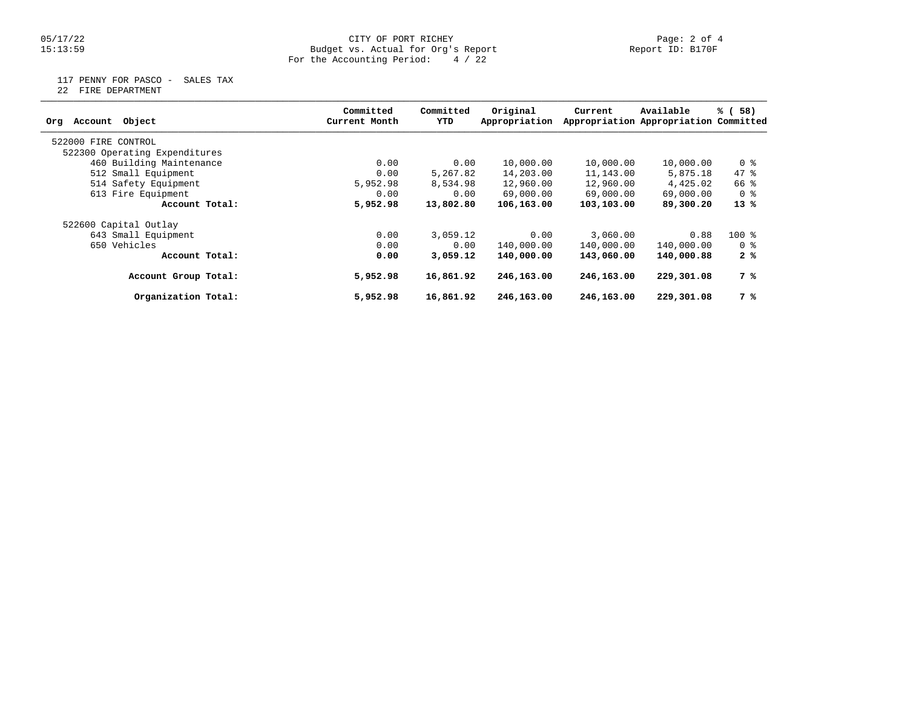CITY OF PORT RICHEY
Budget vs. Actual for Org's Report
For the Accounting Period: 4 / 22

Report ID: B170F

117 PENNY FOR PASCO - SALES TAX
22 FIRE DEPARTMENT

| Org Account Object | Committed Current Month | Committed YTD | Original Appropriation | Current Appropriation | Available Appropriation | % ( 58) Committed |
|---|---|---|---|---|---|---|
| 522000 FIRE CONTROL | | | | | | |
| 522300 Operating Expenditures | | | | | | |
| 460 Building Maintenance | 0.00 | 0.00 | 10,000.00 | 10,000.00 | 10,000.00 | 0 % |
| 512 Small Equipment | 0.00 | 5,267.82 | 14,203.00 | 11,143.00 | 5,875.18 | 47 % |
| 514 Safety Equipment | 5,952.98 | 8,534.98 | 12,960.00 | 12,960.00 | 4,425.02 | 66 % |
| 613 Fire Equipment | 0.00 | 0.00 | 69,000.00 | 69,000.00 | 69,000.00 | 0 % |
| **Account Total:** | **5,952.98** | **13,802.80** | **106,163.00** | **103,103.00** | **89,300.20** | **13 %** |
| 522600 Capital Outlay | | | | | | |
| 643 Small Equipment | 0.00 | 3,059.12 | 0.00 | 3,060.00 | 0.88 | 100 % |
| 650 Vehicles | 0.00 | 0.00 | 140,000.00 | 140,000.00 | 140,000.00 | 0 % |
| **Account Total:** | **0.00** | **3,059.12** | **140,000.00** | **143,060.00** | **140,000.88** | **2 %** |
| **Account Group Total:** | **5,952.98** | **16,861.92** | **246,163.00** | **246,163.00** | **229,301.08** | **7 %** |
| **Organization Total:** | **5,952.98** | **16,861.92** | **246,163.00** | **246,163.00** | **229,301.08** | **7 %** |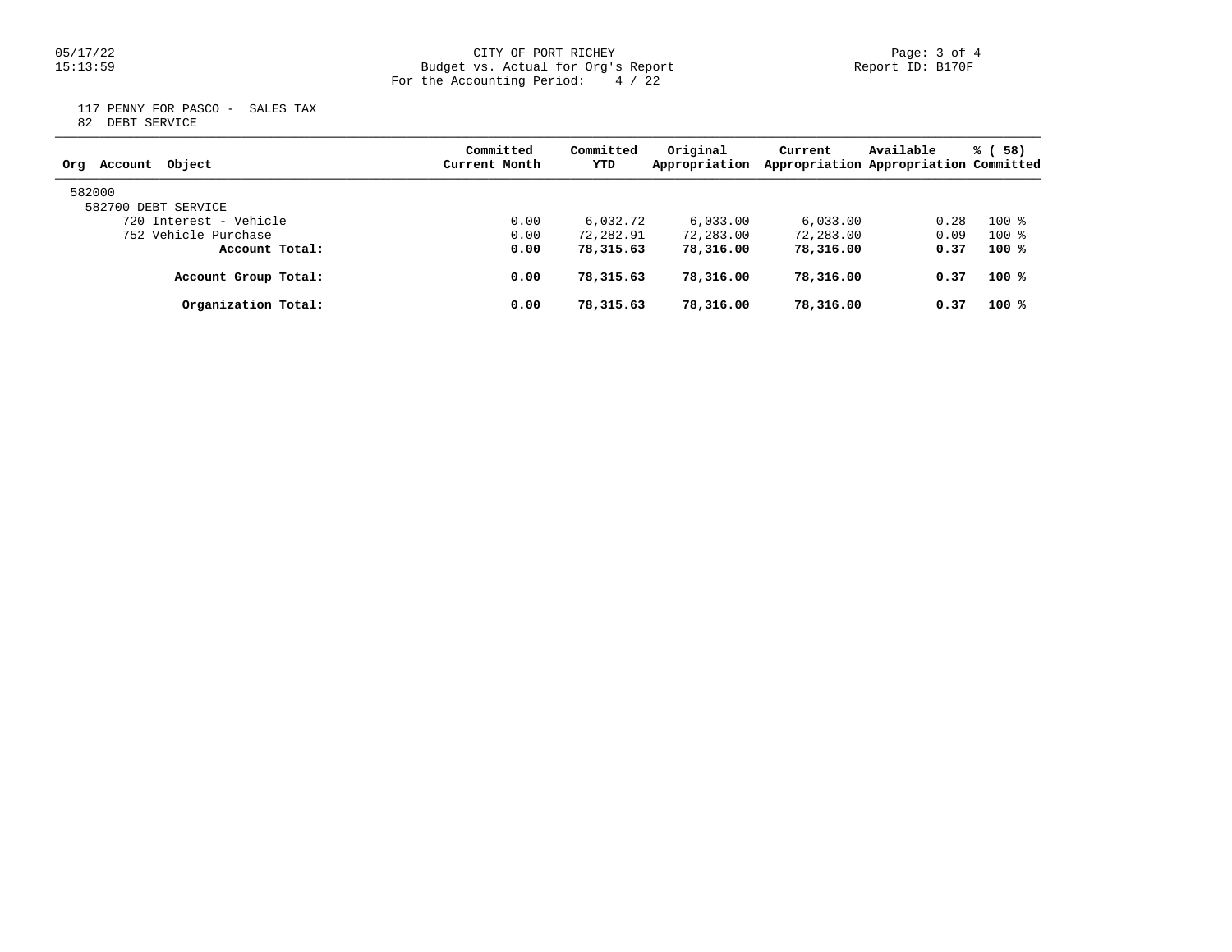CITY OF PORT RICHEY
Budget vs. Actual for Org's Report
For the Accounting Period: 4 / 22

117 PENNY FOR PASCO - SALES TAX
82 DEBT SERVICE

| Org Account Object | Committed Current Month | Committed YTD | Original Appropriation | Current Appropriation | Available Appropriation | % ( 58) Committed |
|---|---|---|---|---|---|---|
| 582000 | | | | | | |
| 582700 DEBT SERVICE | | | | | | |
| 720 Interest - Vehicle | 0.00 | 6,032.72 | 6,033.00 | 6,033.00 | 0.28 | 100 % |
| 752 Vehicle Purchase | 0.00 | 72,282.91 | 72,283.00 | 72,283.00 | 0.09 | 100 % |
| **Account Total:** | **0.00** | **78,315.63** | **78,316.00** | **78,316.00** | **0.37** | **100 %** |
| **Account Group Total:** | **0.00** | **78,315.63** | **78,316.00** | **78,316.00** | **0.37** | **100 %** |
| **Organization Total:** | **0.00** | **78,315.63** | **78,316.00** | **78,316.00** | **0.37** | **100 %** |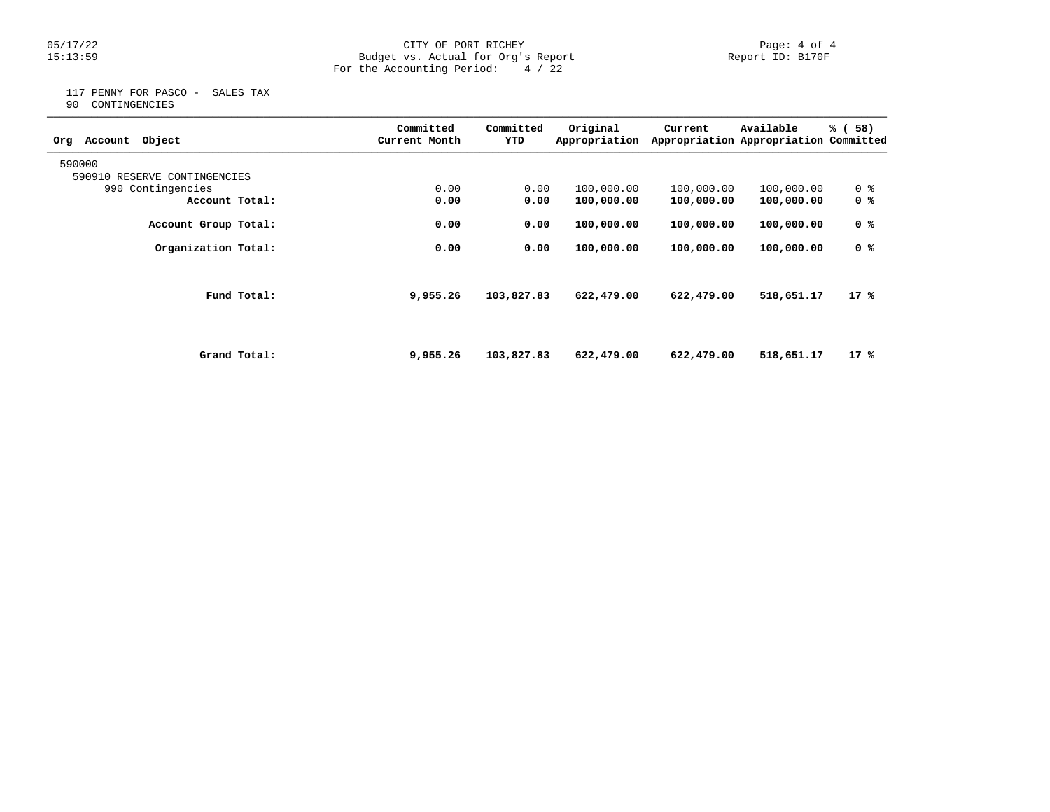CITY OF PORT RICHEY
Budget vs. Actual for Org's Report
For the Accounting Period: 4 / 22

117 PENNY FOR PASCO - SALES TAX
90 CONTINGENCIES

| Org Account Object | Committed Current Month | Committed YTD | Original Appropriation | Current Appropriation | Available Appropriation | % ( 58) Committed |
|---|---|---|---|---|---|---|
| 590000 | | | | | | |
| 590910 RESERVE CONTINGENCIES | | | | | | |
| 990 Contingencies | 0.00 | 0.00 | 100,000.00 | 100,000.00 | 100,000.00 | 0 % |
| **Account Total:** | **0.00** | **0.00** | **100,000.00** | **100,000.00** | **100,000.00** | **0 %** |
| **Account Group Total:** | **0.00** | **0.00** | **100,000.00** | **100,000.00** | **100,000.00** | **0 %** |
| **Organization Total:** | **0.00** | **0.00** | **100,000.00** | **100,000.00** | **100,000.00** | **0 %** |
| **Fund Total:** | **9,955.26** | **103,827.83** | **622,479.00** | **622,479.00** | **518,651.17** | **17 %** |
| **Grand Total:** | **9,955.26** | **103,827.83** | **622,479.00** | **622,479.00** | **518,651.17** | **17 %** |